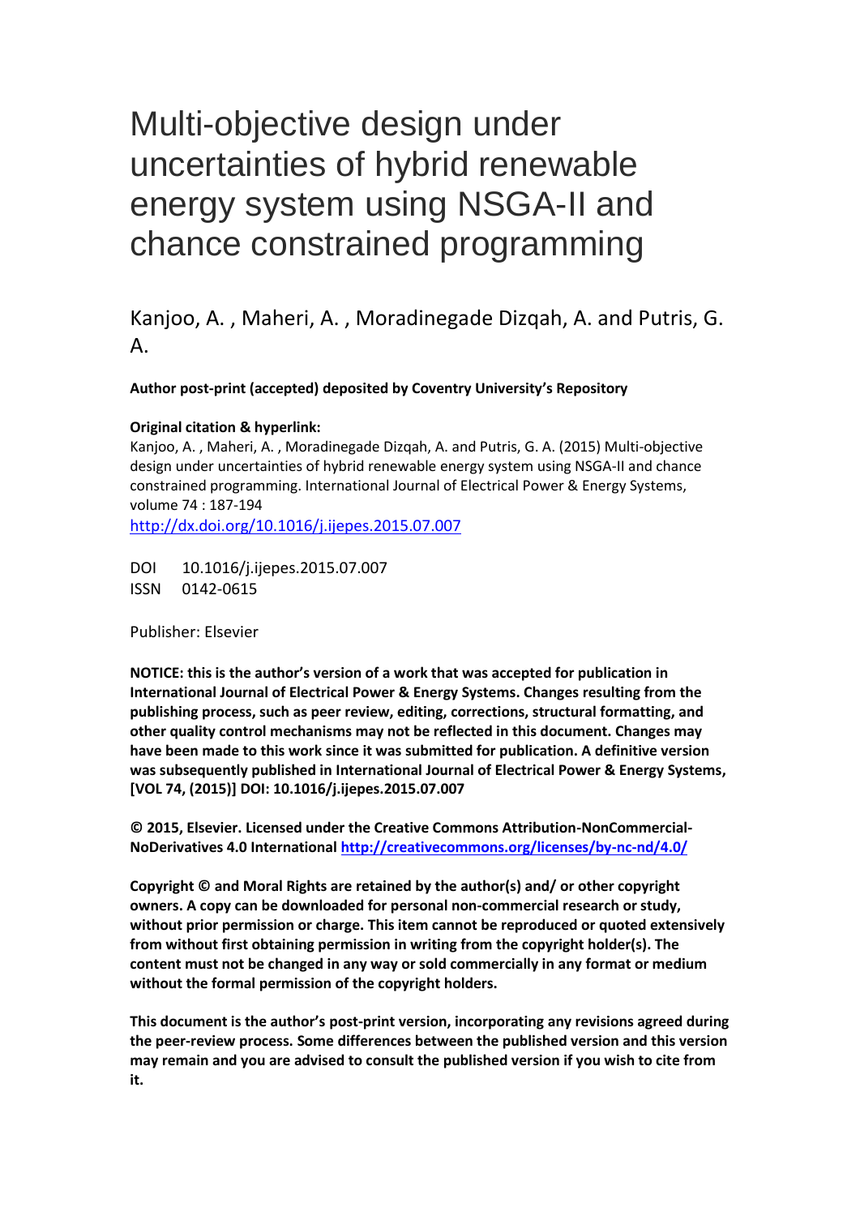# Multi-objective design under uncertainties of hybrid renewable energy system using NSGA-II and chance constrained programming

Kanjoo, A. , Maheri, A. , Moradinegade Dizqah, A. and Putris, G. A.

**Author post-print (accepted) deposited by Coventry University's Repository**

**Original citation & hyperlink:**

Kanjoo, A. , Maheri, A. , Moradinegade Dizqah, A. and Putris, G. A. (2015) Multi-objective design under uncertainties of hybrid renewable energy system using NSGA-II and chance constrained programming. International Journal of Electrical Power & Energy Systems, volume 74 : 187-194

http://dx.doi.org/10.1016/j.ijepes.2015.07.007

DOI 10.1016/j.ijepes.2015.07.007

ISSN 0142-0615

Publisher: Elsevier

**NOTICE: this is the author's version of a work that was accepted for publication in International Journal of Electrical Power & Energy Systems. Changes resulting from the publishing process, such as peer review, editing, corrections, structural formatting, and other quality control mechanisms may not be reflected in this document. Changes may have been made to this work since it was submitted for publication. A definitive version was subsequently published in International Journal of Electrical Power & Energy Systems, [VOL 74, (2015)] DOI: 10.1016/j.ijepes.2015.07.007**

**© 2015, Elsevier. Licensed under the Creative Commons Attribution-NonCommercial-NoDerivatives 4.0 International http://creativecommons.org/licenses/by-nc-nd/4.0/**

**Copyright © and Moral Rights are retained by the author(s) and/ or other copyright owners. A copy can be downloaded for personal non-commercial research or study, without prior permission or charge. This item cannot be reproduced or quoted extensively from without first obtaining permission in writing from the copyright holder(s). The content must not be changed in any way or sold commercially in any format or medium without the formal permission of the copyright holders.**

**This document is the author's post-print version, incorporating any revisions agreed during the peer-review process. Some differences between the published version and this version may remain and you are advised to consult the published version if you wish to cite from it.**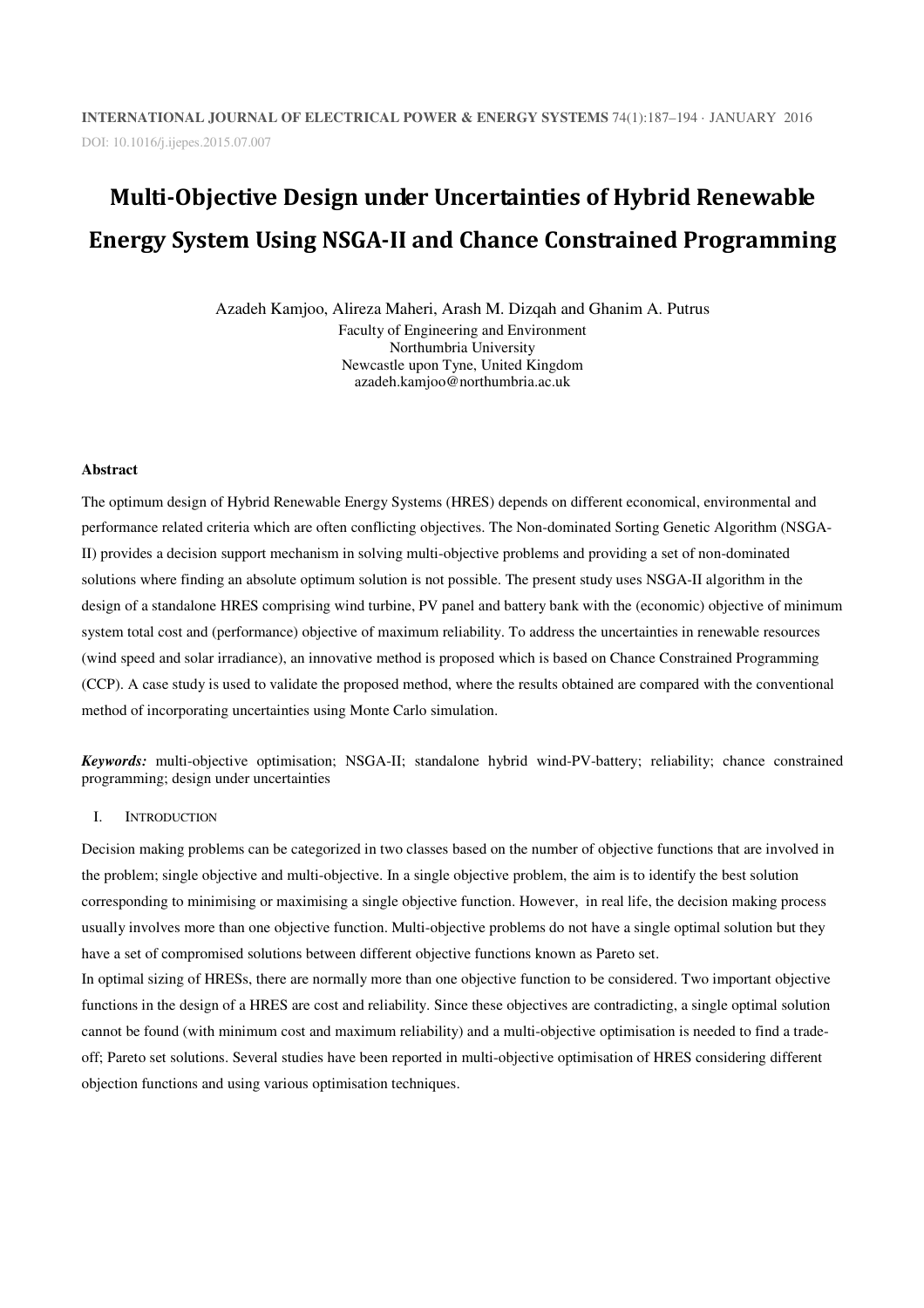INTERNATIONAL JOURNAL OF ELECTRICAL POWER & ENERGY SYSTEMS 74(1):187–194 · JANUARY 2016

DOI: 10.1016/j.ijepes.2015.07.007

# Multi-Objective Design under Uncertainties of Hybrid Renewable Energy System Using NSGA-II and Chance Constrained Programming

Azadeh Kamjoo, Alireza Maheri, Arash M. Dizqah and Ghanim A. Putrus

Faculty of Engineering and Environment
Northumbria University
Newcastle upon Tyne, United Kingdom
azadeh.kamjoo@northumbria.ac.uk

#### Abstract

The optimum design of Hybrid Renewable Energy Systems (HRES) depends on different economical, environmental and performance related criteria which are often conflicting objectives. The Non-dominated Sorting Genetic Algorithm (NSGA-II) provides a decision support mechanism in solving multi-objective problems and providing a set of non-dominated solutions where finding an absolute optimum solution is not possible. The present study uses NSGA-II algorithm in the design of a standalone HRES comprising wind turbine, PV panel and battery bank with the (economic) objective of minimum system total cost and (performance) objective of maximum reliability. To address the uncertainties in renewable resources (wind speed and solar irradiance), an innovative method is proposed which is based on Chance Constrained Programming (CCP). A case study is used to validate the proposed method, where the results obtained are compared with the conventional method of incorporating uncertainties using Monte Carlo simulation.

***Keywords:*** multi-objective optimisation; NSGA-II; standalone hybrid wind-PV-battery; reliability; chance constrained programming; design under uncertainties

## I. INTRODUCTION

Decision making problems can be categorized in two classes based on the number of objective functions that are involved in the problem; single objective and multi-objective. In a single objective problem, the aim is to identify the best solution corresponding to minimising or maximising a single objective function. However, in real life, the decision making process usually involves more than one objective function. Multi-objective problems do not have a single optimal solution but they have a set of compromised solutions between different objective functions known as Pareto set.

In optimal sizing of HRESs, there are normally more than one objective function to be considered. Two important objective functions in the design of a HRES are cost and reliability. Since these objectives are contradicting, a single optimal solution cannot be found (with minimum cost and maximum reliability) and a multi-objective optimisation is needed to find a trade-off; Pareto set solutions. Several studies have been reported in multi-objective optimisation of HRES considering different objection functions and using various optimisation techniques.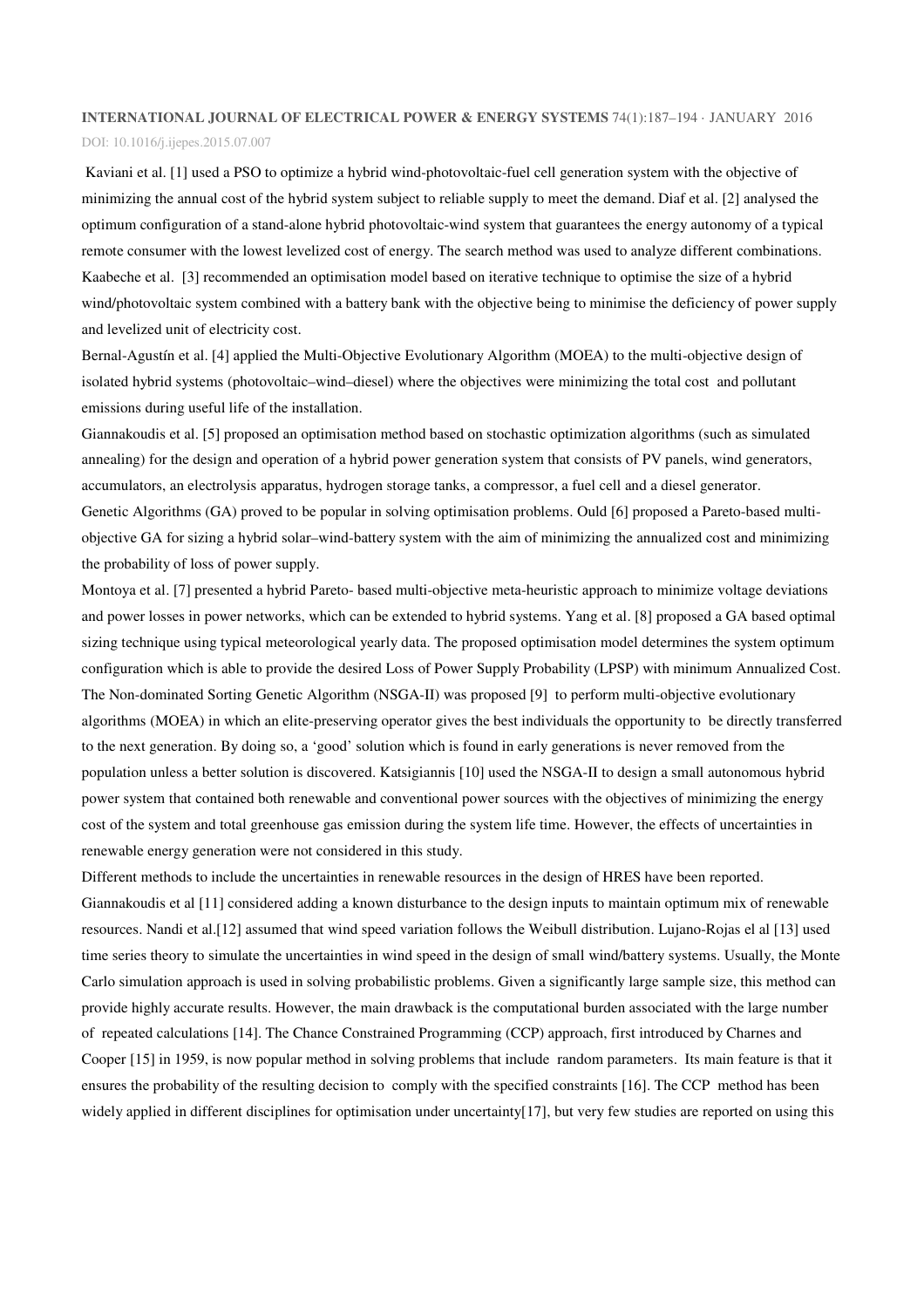Kaviani et al. [1] used a PSO to optimize a hybrid wind-photovoltaic-fuel cell generation system with the objective of minimizing the annual cost of the hybrid system subject to reliable supply to meet the demand. Diaf et al. [2] analysed the optimum configuration of a stand-alone hybrid photovoltaic-wind system that guarantees the energy autonomy of a typical remote consumer with the lowest levelized cost of energy. The search method was used to analyze different combinations. Kaabeche et al. [3] recommended an optimisation model based on iterative technique to optimise the size of a hybrid wind/photovoltaic system combined with a battery bank with the objective being to minimise the deficiency of power supply and levelized unit of electricity cost.

Bernal-Agustín et al. [4] applied the Multi-Objective Evolutionary Algorithm (MOEA) to the multi-objective design of isolated hybrid systems (photovoltaic–wind–diesel) where the objectives were minimizing the total cost and pollutant emissions during useful life of the installation.

Giannakoudis et al. [5] proposed an optimisation method based on stochastic optimization algorithms (such as simulated annealing) for the design and operation of a hybrid power generation system that consists of PV panels, wind generators, accumulators, an electrolysis apparatus, hydrogen storage tanks, a compressor, a fuel cell and a diesel generator.

Genetic Algorithms (GA) proved to be popular in solving optimisation problems. Ould [6] proposed a Pareto-based multi-objective GA for sizing a hybrid solar–wind-battery system with the aim of minimizing the annualized cost and minimizing the probability of loss of power supply.

Montoya et al. [7] presented a hybrid Pareto- based multi-objective meta-heuristic approach to minimize voltage deviations and power losses in power networks, which can be extended to hybrid systems. Yang et al. [8] proposed a GA based optimal sizing technique using typical meteorological yearly data. The proposed optimisation model determines the system optimum configuration which is able to provide the desired Loss of Power Supply Probability (LPSP) with minimum Annualized Cost. The Non-dominated Sorting Genetic Algorithm (NSGA-II) was proposed [9] to perform multi-objective evolutionary algorithms (MOEA) in which an elite-preserving operator gives the best individuals the opportunity to be directly transferred to the next generation. By doing so, a 'good' solution which is found in early generations is never removed from the population unless a better solution is discovered. Katsigiannis [10] used the NSGA-II to design a small autonomous hybrid power system that contained both renewable and conventional power sources with the objectives of minimizing the energy cost of the system and total greenhouse gas emission during the system life time. However, the effects of uncertainties in renewable energy generation were not considered in this study.

Different methods to include the uncertainties in renewable resources in the design of HRES have been reported. Giannakoudis et al [11] considered adding a known disturbance to the design inputs to maintain optimum mix of renewable resources. Nandi et al.[12] assumed that wind speed variation follows the Weibull distribution. Lujano-Rojas el al [13] used time series theory to simulate the uncertainties in wind speed in the design of small wind/battery systems. Usually, the Monte Carlo simulation approach is used in solving probabilistic problems. Given a significantly large sample size, this method can provide highly accurate results. However, the main drawback is the computational burden associated with the large number of repeated calculations [14]. The Chance Constrained Programming (CCP) approach, first introduced by Charnes and Cooper [15] in 1959, is now popular method in solving problems that include random parameters. Its main feature is that it ensures the probability of the resulting decision to comply with the specified constraints [16]. The CCP method has been widely applied in different disciplines for optimisation under uncertainty[17], but very few studies are reported on using this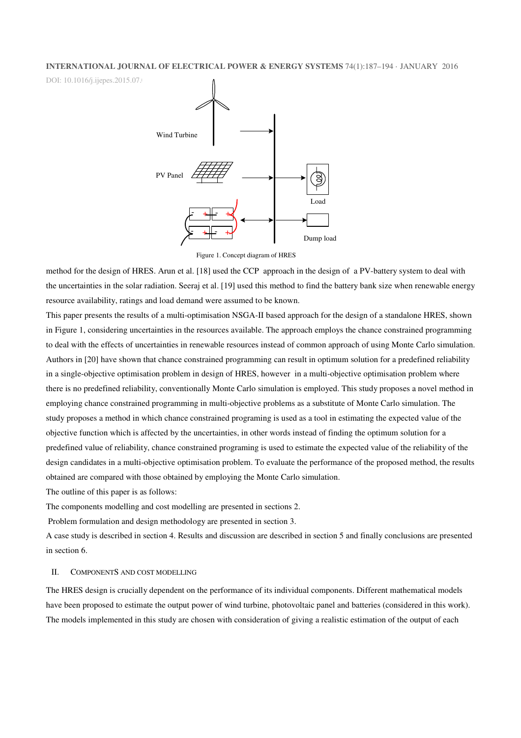Wind Turbine

PV Panel

Load

Dump load

Figure 1. Concept diagram of HRES

method for the design of HRES. Arun et al. [18] used the CCP approach in the design of a PV-battery system to deal with the uncertainties in the solar radiation. Seeraj et al. [19] used this method to find the battery bank size when renewable energy resource availability, ratings and load demand were assumed to be known.

This paper presents the results of a multi-optimisation NSGA-II based approach for the design of a standalone HRES, shown in Figure 1, considering uncertainties in the resources available. The approach employs the chance constrained programming to deal with the effects of uncertainties in renewable resources instead of common approach of using Monte Carlo simulation. Authors in [20] have shown that chance constrained programming can result in optimum solution for a predefined reliability in a single-objective optimisation problem in design of HRES, however in a multi-objective optimisation problem where there is no predefined reliability, conventionally Monte Carlo simulation is employed. This study proposes a novel method in employing chance constrained programming in multi-objective problems as a substitute of Monte Carlo simulation. The study proposes a method in which chance constrained programing is used as a tool in estimating the expected value of the objective function which is affected by the uncertainties, in other words instead of finding the optimum solution for a predefined value of reliability, chance constrained programing is used to estimate the expected value of the reliability of the design candidates in a multi-objective optimisation problem. To evaluate the performance of the proposed method, the results obtained are compared with those obtained by employing the Monte Carlo simulation.

The outline of this paper is as follows:

The components modelling and cost modelling are presented in sections 2.

Problem formulation and design methodology are presented in section 3.

A case study is described in section 4. Results and discussion are described in section 5 and finally conclusions are presented in section 6.

## II. COMPONENTS AND COST MODELLING

The HRES design is crucially dependent on the performance of its individual components. Different mathematical models have been proposed to estimate the output power of wind turbine, photovoltaic panel and batteries (considered in this work). The models implemented in this study are chosen with consideration of giving a realistic estimation of the output of each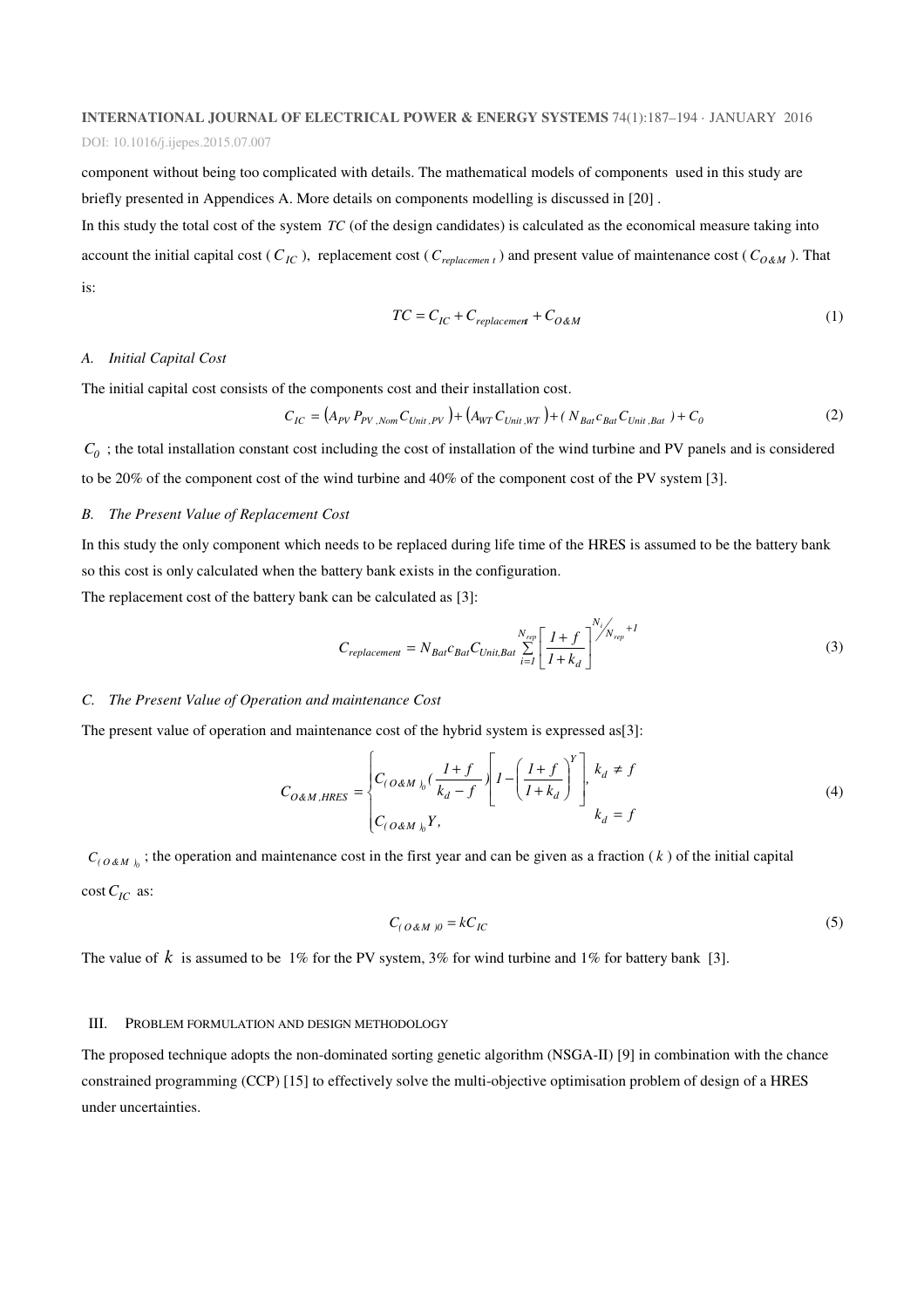component without being too complicated with details. The mathematical models of components used in this study are briefly presented in Appendices A. More details on components modelling is discussed in [20] .

In this study the total cost of the system $TC$ (of the design candidates) is calculated as the economical measure taking into account the initial capital cost ($C_{IC}$), replacement cost ($C_{replacement}$) and present value of maintenance cost ($C_{O\&M}$). That is:

$$TC = C_{IC} + C_{replacement} + C_{O\&M} \tag{1}$$

### A. Initial Capital Cost

The initial capital cost consists of the components cost and their installation cost.

$$C_{IC} = \left(A_{PV}\, P_{PV,Nom} C_{Unit,PV}\right) + \left(A_{WT} C_{Unit,WT}\right) + \left(N_{Bat} c_{Bat} C_{Unit,Bat}\right) + C_0 \tag{2}$$

$C_0$ ; the total installation constant cost including the cost of installation of the wind turbine and PV panels and is considered to be 20% of the component cost of the wind turbine and 40% of the component cost of the PV system [3].

### B. The Present Value of Replacement Cost

In this study the only component which needs to be replaced during life time of the HRES is assumed to be the battery bank so this cost is only calculated when the battery bank exists in the configuration.

The replacement cost of the battery bank can be calculated as [3]:

$$C_{replacement} = N_{Bat} c_{Bat} C_{Unit,Bat} \sum_{i=1}^{N_{rep}} \left[\frac{1+f}{1+k_d}\right]^{N_i / N_{rep} + 1} \tag{3}$$

### C. The Present Value of Operation and maintenance Cost

The present value of operation and maintenance cost of the hybrid system is expressed as[3]:

$$C_{O\&M,HRES} = \begin{cases} C_{(O\&M)_0}\left(\dfrac{1+f}{k_d - f}\right)\left[1 - \left(\dfrac{1+f}{1+k_d}\right)^{Y}\right], & k_d \neq f \\ C_{(O\&M)_0} Y, & k_d = f \end{cases} \tag{4}$$

$C_{(O\&M)_0}$ ; the operation and maintenance cost in the first year and can be given as a fraction ($k$) of the initial capital cost $C_{IC}$ as:

$$C_{(O\&M)0} = k C_{IC} \tag{5}$$

The value of $k$ is assumed to be 1% for the PV system, 3% for wind turbine and 1% for battery bank [3].

## III. Problem formulation and design methodology

The proposed technique adopts the non-dominated sorting genetic algorithm (NSGA-II) [9] in combination with the chance constrained programming (CCP) [15] to effectively solve the multi-objective optimisation problem of design of a HRES under uncertainties.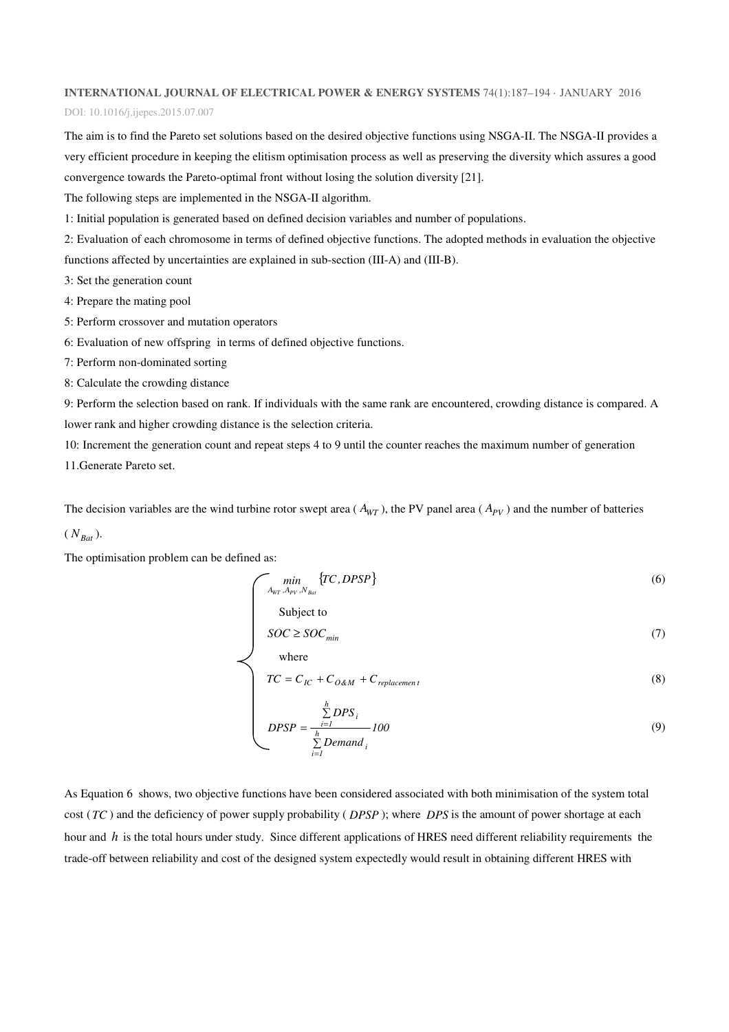The aim is to find the Pareto set solutions based on the desired objective functions using NSGA-II. The NSGA-II provides a very efficient procedure in keeping the elitism optimisation process as well as preserving the diversity which assures a good convergence towards the Pareto-optimal front without losing the solution diversity [21].

The following steps are implemented in the NSGA-II algorithm.

1: Initial population is generated based on defined decision variables and number of populations.

2: Evaluation of each chromosome in terms of defined objective functions. The adopted methods in evaluation the objective functions affected by uncertainties are explained in sub-section (III-A) and (III-B).

3: Set the generation count

4: Prepare the mating pool

5: Perform crossover and mutation operators

6: Evaluation of new offspring in terms of defined objective functions.

7: Perform non-dominated sorting

8: Calculate the crowding distance

9: Perform the selection based on rank. If individuals with the same rank are encountered, crowding distance is compared. A lower rank and higher crowding distance is the selection criteria.

10: Increment the generation count and repeat steps 4 to 9 until the counter reaches the maximum number of generation

11.Generate Pareto set.

The decision variables are the wind turbine rotor swept area ( $A_{WT}$ ), the PV panel area ( $A_{PV}$ ) and the number of batteries ( $N_{Bat}$ ).

The optimisation problem can be defined as:

$$\min_{A_{WT},A_{PV},N_{Bat}} \{TC, DPSP\} \tag{6}$$

Subject to

$$SOC \geq SOC_{min} \tag{7}$$

where

$$TC = C_{IC} + C_{O\&M} + C_{replacement} \tag{8}$$

$$DPSP = \frac{\sum_{i=1}^{h} DPS_i}{\sum_{i=1}^{h} Demand_i} 100 \tag{9}$$

As Equation 6 shows, two objective functions have been considered associated with both minimisation of the system total cost ( $TC$ ) and the deficiency of power supply probability ( $DPSP$ ); where $DPS$ is the amount of power shortage at each hour and $h$ is the total hours under study. Since different applications of HRES need different reliability requirements the trade-off between reliability and cost of the designed system expectedly would result in obtaining different HRES with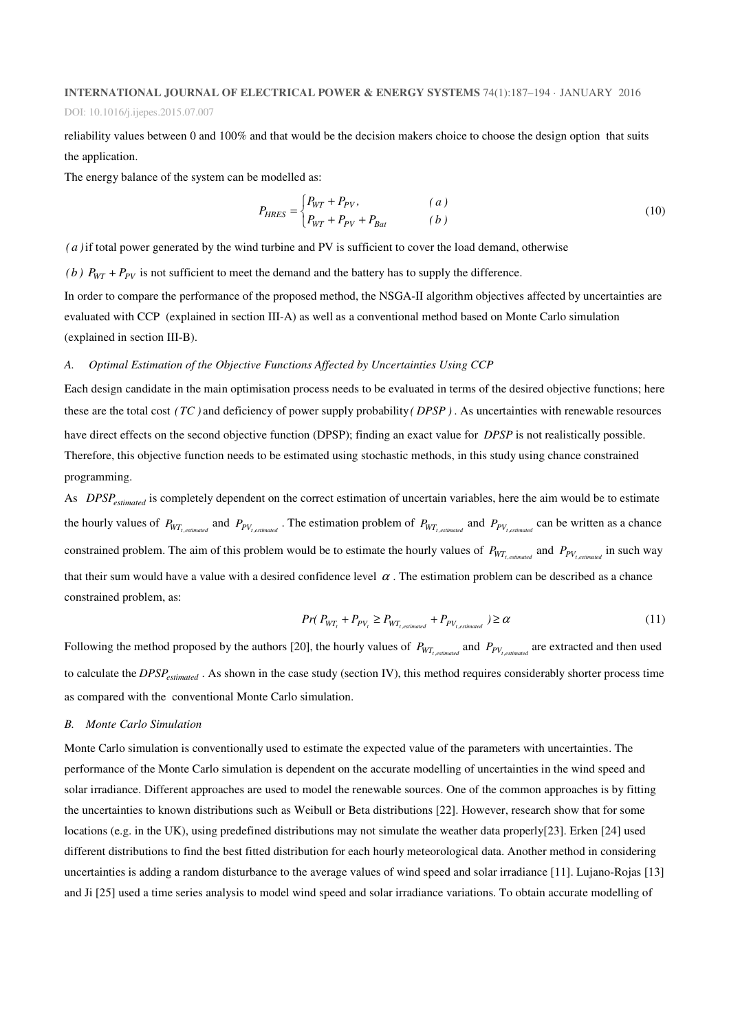reliability values between 0 and 100% and that would be the decision makers choice to choose the design option that suits the application.

The energy balance of the system can be modelled as:

$$P_{HRES} = \begin{cases} P_{WT} + P_{PV}, & (a) \\ P_{WT} + P_{PV} + P_{Bat} & (b) \end{cases} \tag{10}$$

$(a)$ if total power generated by the wind turbine and PV is sufficient to cover the load demand, otherwise

$(b)$ $P_{WT} + P_{PV}$ is not sufficient to meet the demand and the battery has to supply the difference.

In order to compare the performance of the proposed method, the NSGA-II algorithm objectives affected by uncertainties are evaluated with CCP (explained in section III-A) as well as a conventional method based on Monte Carlo simulation (explained in section III-B).

### *A. Optimal Estimation of the Objective Functions Affected by Uncertainties Using CCP*

Each design candidate in the main optimisation process needs to be evaluated in terms of the desired objective functions; here these are the total cost $(TC)$ and deficiency of power supply probability $(DPSP)$. As uncertainties with renewable resources have direct effects on the second objective function (DPSP); finding an exact value for $DPSP$ is not realistically possible. Therefore, this objective function needs to be estimated using stochastic methods, in this study using chance constrained programming.

As $DPSP_{estimated}$ is completely dependent on the correct estimation of uncertain variables, here the aim would be to estimate the hourly values of $P_{WT_{t,estimated}}$ and $P_{PV_{t,estimated}}$. The estimation problem of $P_{WT_{t,estimated}}$ and $P_{PV_{t,estimated}}$ can be written as a chance constrained problem. The aim of this problem would be to estimate the hourly values of $P_{WT_{t,estimated}}$ and $P_{PV_{t,estimated}}$ in such way that their sum would have a value with a desired confidence level $\alpha$. The estimation problem can be described as a chance constrained problem, as:

$$Pr(P_{WT_t} + P_{PV_t} \geq P_{WT_{t,estimated}} + P_{PV_{t,estimated}}) \geq \alpha \tag{11}$$

Following the method proposed by the authors [20], the hourly values of $P_{WT_{t,estimated}}$ and $P_{PV_{t,estimated}}$ are extracted and then used to calculate the $DPSP_{estimated}$. As shown in the case study (section IV), this method requires considerably shorter process time as compared with the conventional Monte Carlo simulation.

### *B. Monte Carlo Simulation*

Monte Carlo simulation is conventionally used to estimate the expected value of the parameters with uncertainties. The performance of the Monte Carlo simulation is dependent on the accurate modelling of uncertainties in the wind speed and solar irradiance. Different approaches are used to model the renewable sources. One of the common approaches is by fitting the uncertainties to known distributions such as Weibull or Beta distributions [22]. However, research show that for some locations (e.g. in the UK), using predefined distributions may not simulate the weather data properly[23]. Erken [24] used different distributions to find the best fitted distribution for each hourly meteorological data. Another method in considering uncertainties is adding a random disturbance to the average values of wind speed and solar irradiance [11]. Lujano-Rojas [13] and Ji [25] used a time series analysis to model wind speed and solar irradiance variations. To obtain accurate modelling of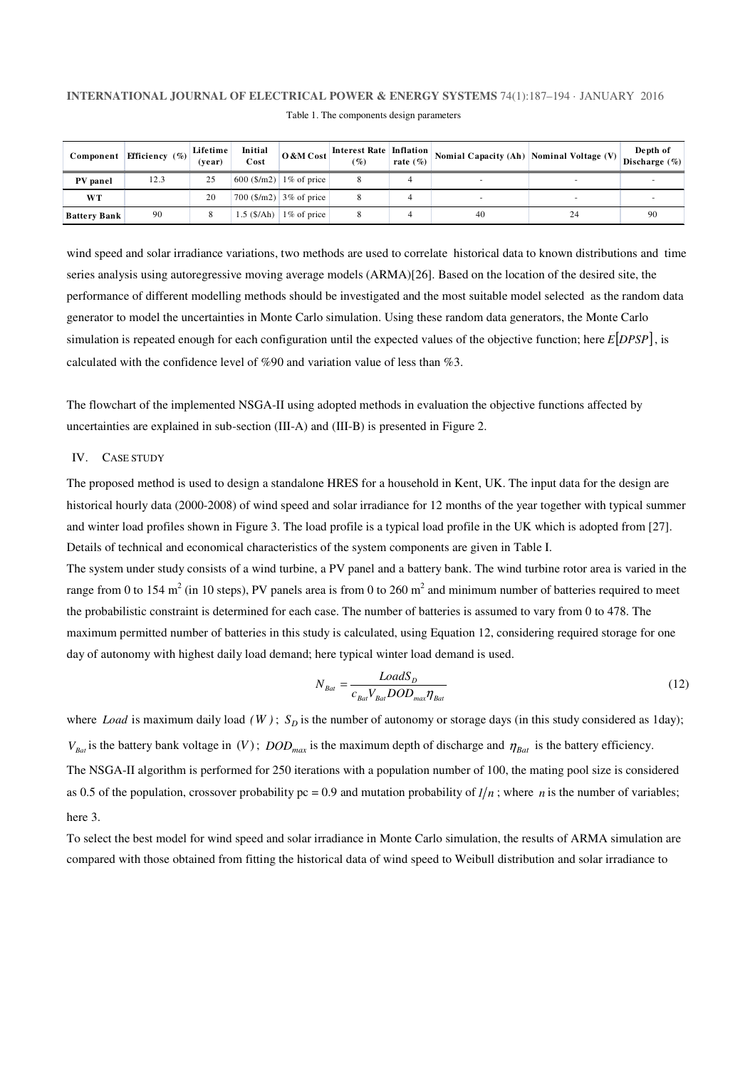Table 1. The components design parameters

| Component | Efficiency (%) | Lifetime (year) | Initial Cost | O&M Cost | Interest Rate (%) | Inflation rate (%) | Nomial Capacity (Ah) | Nominal Voltage (V) | Depth of Discharge (%) |
|---|---|---|---|---|---|---|---|---|---|
| PV panel | 12.3 | 25 | 600 ($/m2) | 1% of price | 8 | 4 | - | - | - |
| WT | | 20 | 700 ($/m2) | 3% of price | 8 | 4 | - | - | - |
| Battery Bank | 90 | 8 | 1.5 ($/Ah) | 1% of price | 8 | 4 | 40 | 24 | 90 |

wind speed and solar irradiance variations, two methods are used to correlate historical data to known distributions and time series analysis using autoregressive moving average models (ARMA)[26]. Based on the location of the desired site, the performance of different modelling methods should be investigated and the most suitable model selected as the random data generator to model the uncertainties in Monte Carlo simulation. Using these random data generators, the Monte Carlo simulation is repeated enough for each configuration until the expected values of the objective function; here $E[DPSP]$, is calculated with the confidence level of %90 and variation value of less than %3.

The flowchart of the implemented NSGA-II using adopted methods in evaluation the objective functions affected by uncertainties are explained in sub-section (III-A) and (III-B) is presented in Figure 2.

## IV. CASE STUDY

The proposed method is used to design a standalone HRES for a household in Kent, UK. The input data for the design are historical hourly data (2000-2008) of wind speed and solar irradiance for 12 months of the year together with typical summer and winter load profiles shown in Figure 3. The load profile is a typical load profile in the UK which is adopted from [27]. Details of technical and economical characteristics of the system components are given in Table I.

The system under study consists of a wind turbine, a PV panel and a battery bank. The wind turbine rotor area is varied in the range from 0 to 154 m$^2$ (in 10 steps), PV panels area is from 0 to 260 m$^2$ and minimum number of batteries required to meet the probabilistic constraint is determined for each case. The number of batteries is assumed to vary from 0 to 478. The maximum permitted number of batteries in this study is calculated, using Equation 12, considering required storage for one day of autonomy with highest daily load demand; here typical winter load demand is used.

$$N_{Bat} = \frac{Load S_D}{c_{Bat} V_{Bat} DOD_{max} \eta_{Bat}} \tag{12}$$

where $Load$ is maximum daily load $(W)$; $S_D$ is the number of autonomy or storage days (in this study considered as 1day); $V_{Bat}$ is the battery bank voltage in $(V)$; $DOD_{max}$ is the maximum depth of discharge and $\eta_{Bat}$ is the battery efficiency.

The NSGA-II algorithm is performed for 250 iterations with a population number of 100, the mating pool size is considered as 0.5 of the population, crossover probability pc = 0.9 and mutation probability of $1/n$; where $n$ is the number of variables; here 3.

To select the best model for wind speed and solar irradiance in Monte Carlo simulation, the results of ARMA simulation are compared with those obtained from fitting the historical data of wind speed to Weibull distribution and solar irradiance to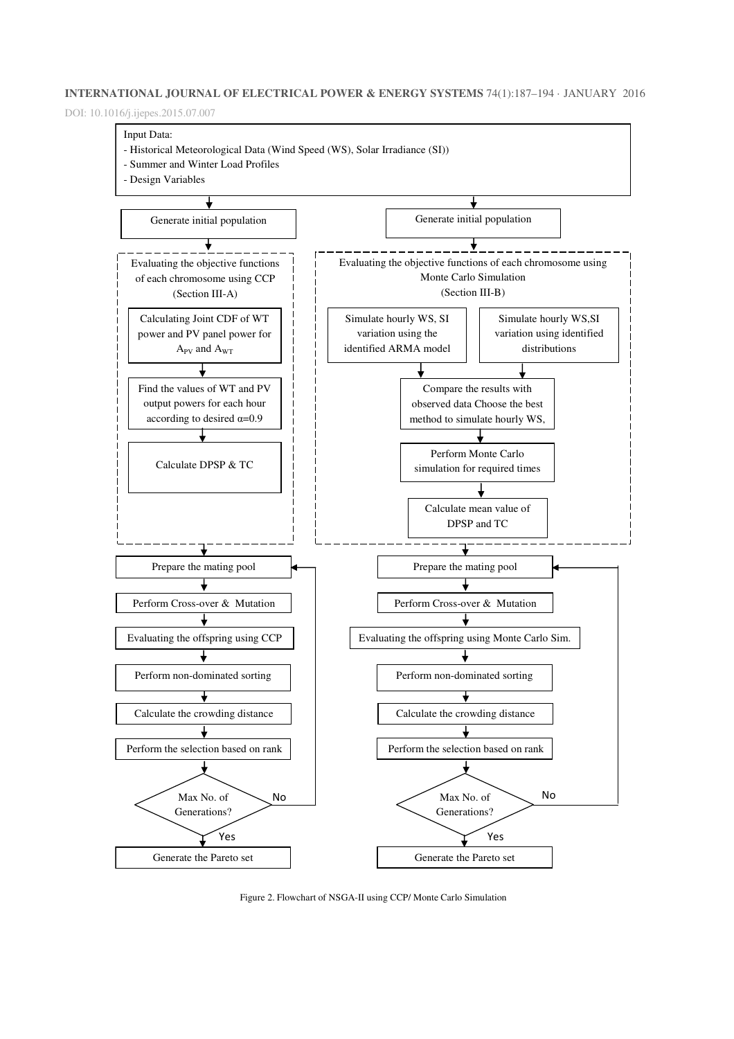Input Data:

- Historical Meteorological Data (Wind Speed (WS), Solar Irradiance (SI))
- Summer and Winter Load Profiles
- Design Variables

Generate initial population

Evaluating the objective functions of each chromosome using CCP (Section III-A)

Calculating Joint CDF of WT power and PV panel power for $A_{PV}$ and $A_{WT}$

Find the values of WT and PV output powers for each hour according to desired α=0.9

Calculate DPSP & TC

Prepare the mating pool

Perform Cross-over & Mutation

Evaluating the offspring using CCP

Perform non-dominated sorting

Calculate the crowding distance

Perform the selection based on rank

Max No. of Generations?

No

Yes

Generate the Pareto set

Generate initial population

Evaluating the objective functions of each chromosome using Monte Carlo Simulation (Section III-B)

Simulate hourly WS, SI variation using the identified ARMA model

Simulate hourly WS,SI variation using identified distributions

Compare the results with observed data Choose the best method to simulate hourly WS,

Perform Monte Carlo simulation for required times

Calculate mean value of DPSP and TC

Prepare the mating pool

Perform Cross-over & Mutation

Evaluating the offspring using Monte Carlo Sim.

Perform non-dominated sorting

Calculate the crowding distance

Perform the selection based on rank

Max No. of Generations?

No

Yes

Generate the Pareto set

Figure 2. Flowchart of NSGA-II using CCP/ Monte Carlo Simulation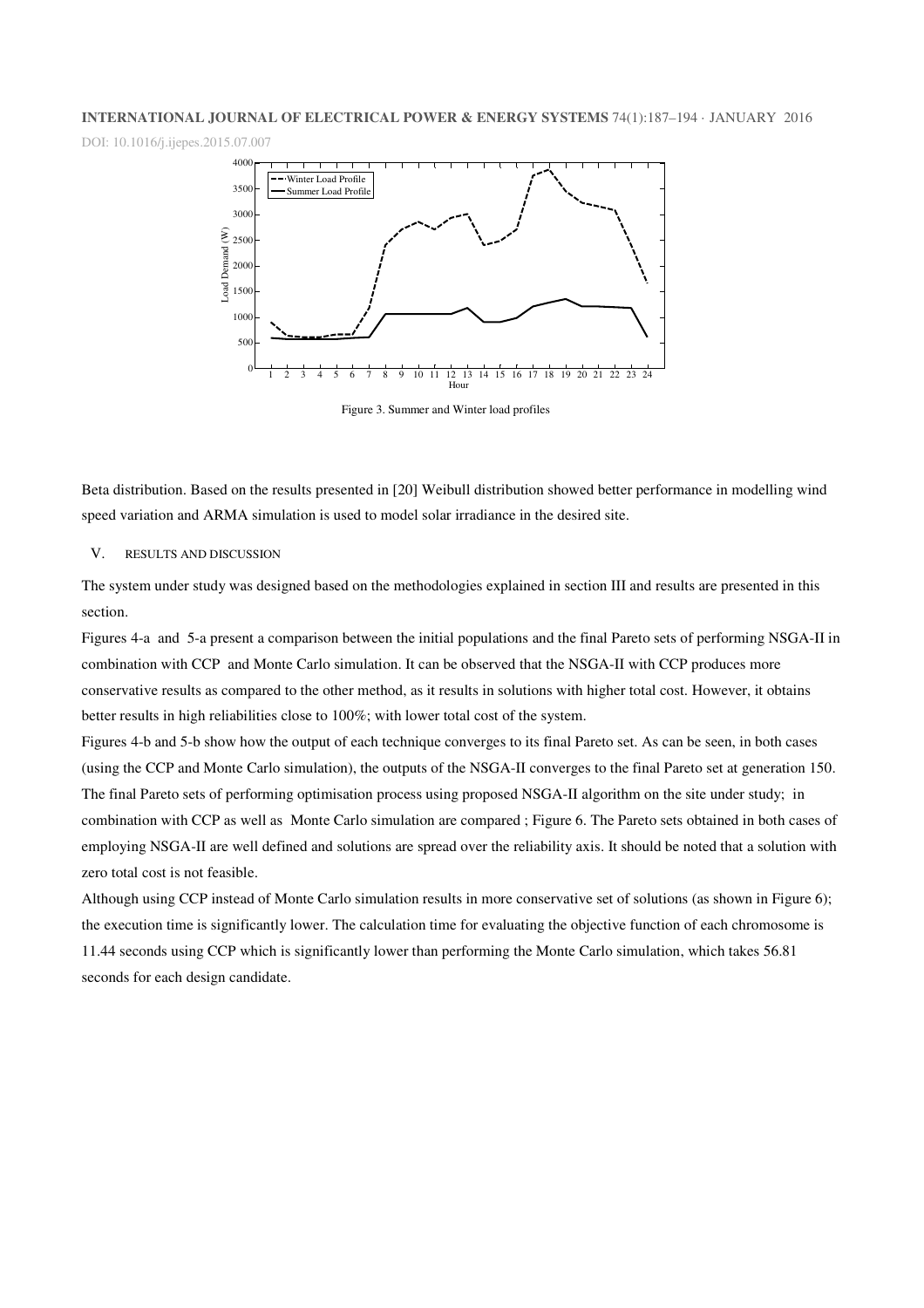4000
3500
3000
2500
2000
1500
1000
500
0

Load Demand (W)

Winter Load Profile
Summer Load Profile

1 2 3 4 5 6 7 8 9 10 11 12 13 14 15 16 17 18 19 20 21 22 23 24

Hour

Figure 3. Summer and Winter load profiles

Beta distribution. Based on the results presented in [20] Weibull distribution showed better performance in modelling wind speed variation and ARMA simulation is used to model solar irradiance in the desired site.

## V. RESULTS AND DISCUSSION

The system under study was designed based on the methodologies explained in section III and results are presented in this section.

Figures 4-a and 5-a present a comparison between the initial populations and the final Pareto sets of performing NSGA-II in combination with CCP and Monte Carlo simulation. It can be observed that the NSGA-II with CCP produces more conservative results as compared to the other method, as it results in solutions with higher total cost. However, it obtains better results in high reliabilities close to 100%; with lower total cost of the system.

Figures 4-b and 5-b show how the output of each technique converges to its final Pareto set. As can be seen, in both cases (using the CCP and Monte Carlo simulation), the outputs of the NSGA-II converges to the final Pareto set at generation 150. The final Pareto sets of performing optimisation process using proposed NSGA-II algorithm on the site under study; in combination with CCP as well as Monte Carlo simulation are compared ; Figure 6. The Pareto sets obtained in both cases of employing NSGA-II are well defined and solutions are spread over the reliability axis. It should be noted that a solution with zero total cost is not feasible.

Although using CCP instead of Monte Carlo simulation results in more conservative set of solutions (as shown in Figure 6); the execution time is significantly lower. The calculation time for evaluating the objective function of each chromosome is 11.44 seconds using CCP which is significantly lower than performing the Monte Carlo simulation, which takes 56.81 seconds for each design candidate.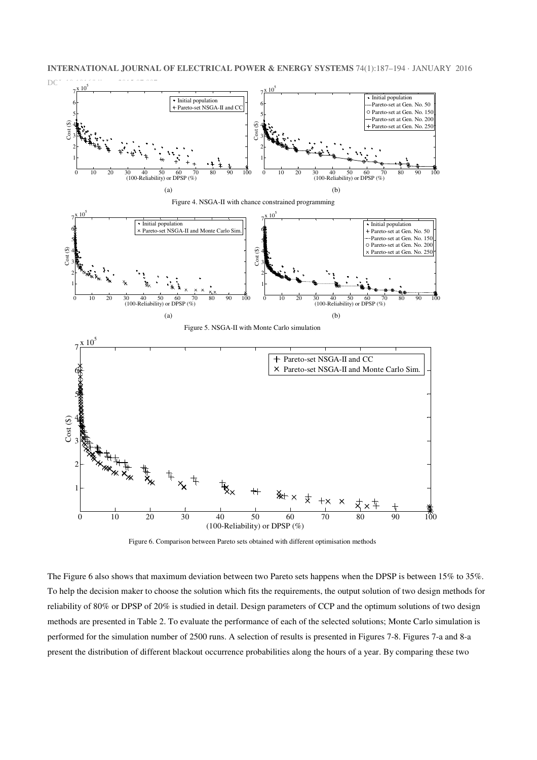7 x 10^5

Cost ($)

Initial population

Pareto-set NSGA-II and CC

(100-Reliability) or DPSP (%)

(a)

7 x 10^5

Cost ($)

Initial population

Pareto-set at Gen. No. 50

Pareto-set at Gen. No. 150

Pareto-set at Gen. No. 200

Pareto-set at Gen. No. 250

(100-Reliability) or DPSP (%)

(b)

Figure 4. NSGA-II with chance constrained programming

7 x 10^5

Cost ($)

Initial population

Pareto-set NSGA-II and Monte Carlo Sim.

(100-Reliability) or DPSP (%)

(a)

7 x 10^5

Cost ($)

Initial population

Pareto-set at Gen. No. 50

Pareto-set at Gen. No. 150

Pareto-set at Gen. No. 200

Pareto-set at Gen. No. 250

(100-Reliability) or DPSP (%)

(b)

Figure 5. NSGA-II with Monte Carlo simulation

7 x 10^5

Cost ($)

Pareto-set NSGA-II and CC

Pareto-set NSGA-II and Monte Carlo Sim.

(100-Reliability) or DPSP (%)

Figure 6. Comparison between Pareto sets obtained with different optimisation methods

The Figure 6 also shows that maximum deviation between two Pareto sets happens when the DPSP is between 15% to 35%. To help the decision maker to choose the solution which fits the requirements, the output solution of two design methods for reliability of 80% or DPSP of 20% is studied in detail. Design parameters of CCP and the optimum solutions of two design methods are presented in Table 2. To evaluate the performance of each of the selected solutions; Monte Carlo simulation is performed for the simulation number of 2500 runs. A selection of results is presented in Figures 7-8. Figures 7-a and 8-a present the distribution of different blackout occurrence probabilities along the hours of a year. By comparing these two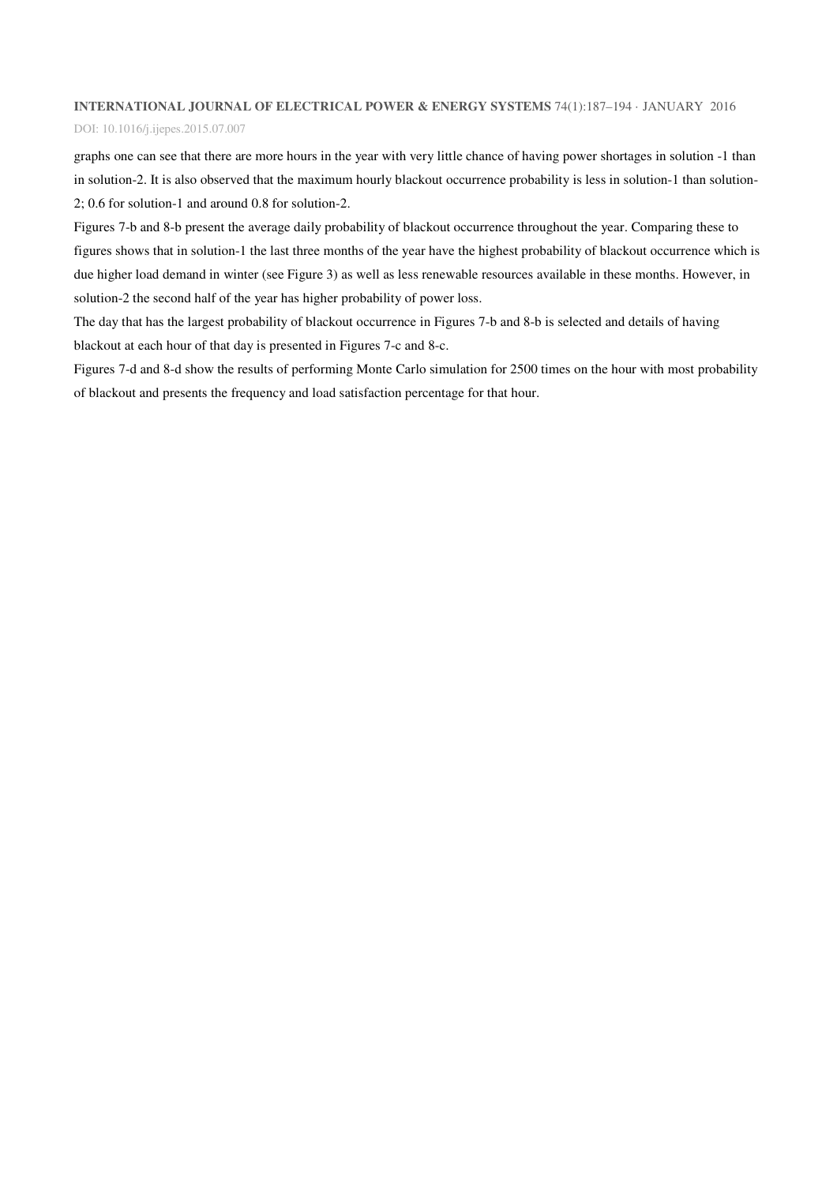graphs one can see that there are more hours in the year with very little chance of having power shortages in solution -1 than in solution-2. It is also observed that the maximum hourly blackout occurrence probability is less in solution-1 than solution-2; 0.6 for solution-1 and around 0.8 for solution-2.

Figures 7-b and 8-b present the average daily probability of blackout occurrence throughout the year. Comparing these to figures shows that in solution-1 the last three months of the year have the highest probability of blackout occurrence which is due higher load demand in winter (see Figure 3) as well as less renewable resources available in these months. However, in solution-2 the second half of the year has higher probability of power loss.

The day that has the largest probability of blackout occurrence in Figures 7-b and 8-b is selected and details of having blackout at each hour of that day is presented in Figures 7-c and 8-c.

Figures 7-d and 8-d show the results of performing Monte Carlo simulation for 2500 times on the hour with most probability of blackout and presents the frequency and load satisfaction percentage for that hour.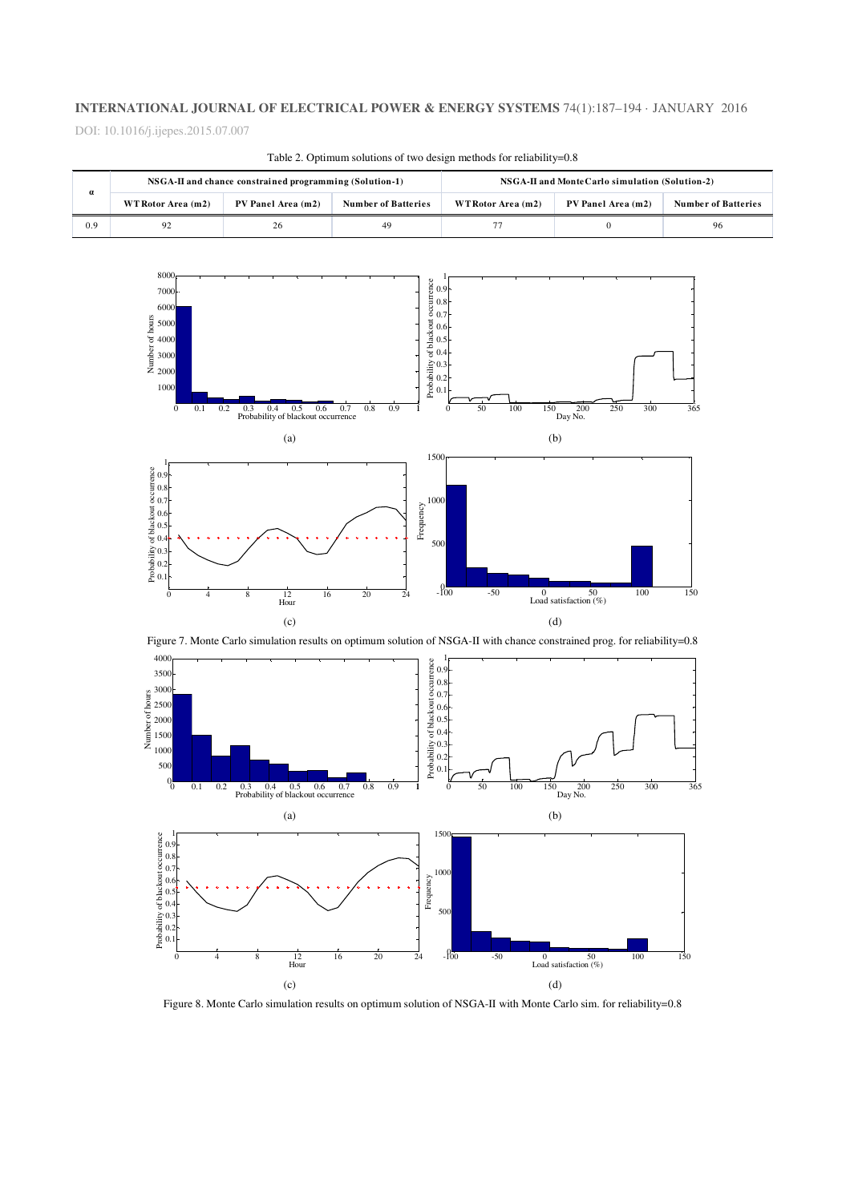Table 2. Optimum solutions of two design methods for reliability=0.8

| α | NSGA-II and chance constrained programming (Solution-1) | | | NSGA-II and Monte Carlo simulation (Solution-2) | | |
|---|---|---|---|---|---|---|
| | WT Rotor Area (m2) | PV Panel Area (m2) | Number of Batteries | WT Rotor Area (m2) | PV Panel Area (m2) | Number of Batteries |
| 0.9 | 92 | 26 | 49 | 77 | 0 | 96 |

(a)
Number of hours
Probability of blackout occurrence

(b)
Probability of blackout occurrence
Day No.

(c)
Probability of blackout occurrence
Hour

(d)
Frequency
Load satisfaction (%)

Figure 7. Monte Carlo simulation results on optimum solution of NSGA-II with chance constrained prog. for reliability=0.8

(a)
Number of hours
Probability of blackout occurrence

(b)
Probability of blackout occurrence
Day No.

(c)
Probability of blackout occurrence
Hour

(d)
Frequency
Load satisfaction (%)

Figure 8. Monte Carlo simulation results on optimum solution of NSGA-II with Monte Carlo sim. for reliability=0.8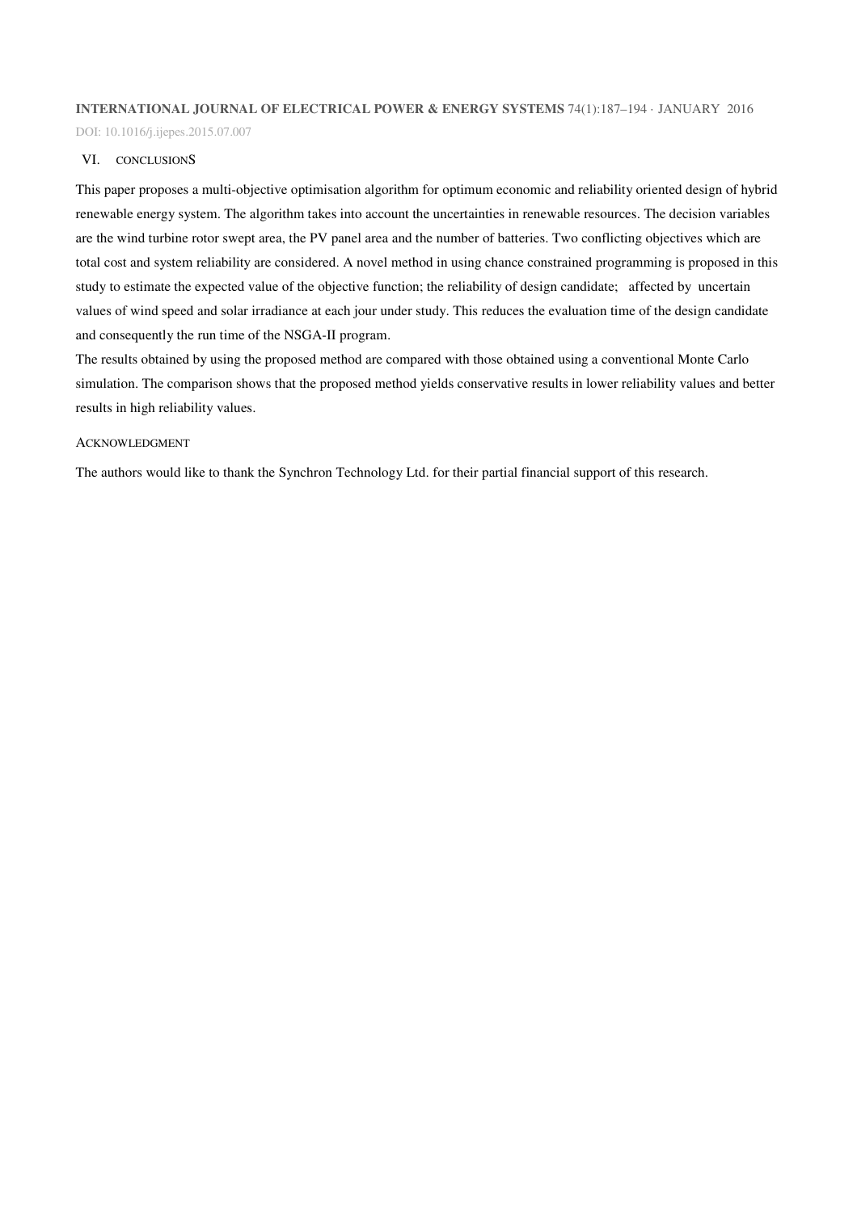## VI. CONCLUSIONS

This paper proposes a multi-objective optimisation algorithm for optimum economic and reliability oriented design of hybrid renewable energy system. The algorithm takes into account the uncertainties in renewable resources. The decision variables are the wind turbine rotor swept area, the PV panel area and the number of batteries. Two conflicting objectives which are total cost and system reliability are considered. A novel method in using chance constrained programming is proposed in this study to estimate the expected value of the objective function; the reliability of design candidate; affected by uncertain values of wind speed and solar irradiance at each jour under study. This reduces the evaluation time of the design candidate and consequently the run time of the NSGA-II program.

The results obtained by using the proposed method are compared with those obtained using a conventional Monte Carlo simulation. The comparison shows that the proposed method yields conservative results in lower reliability values and better results in high reliability values.

## ACKNOWLEDGMENT

The authors would like to thank the Synchron Technology Ltd. for their partial financial support of this research.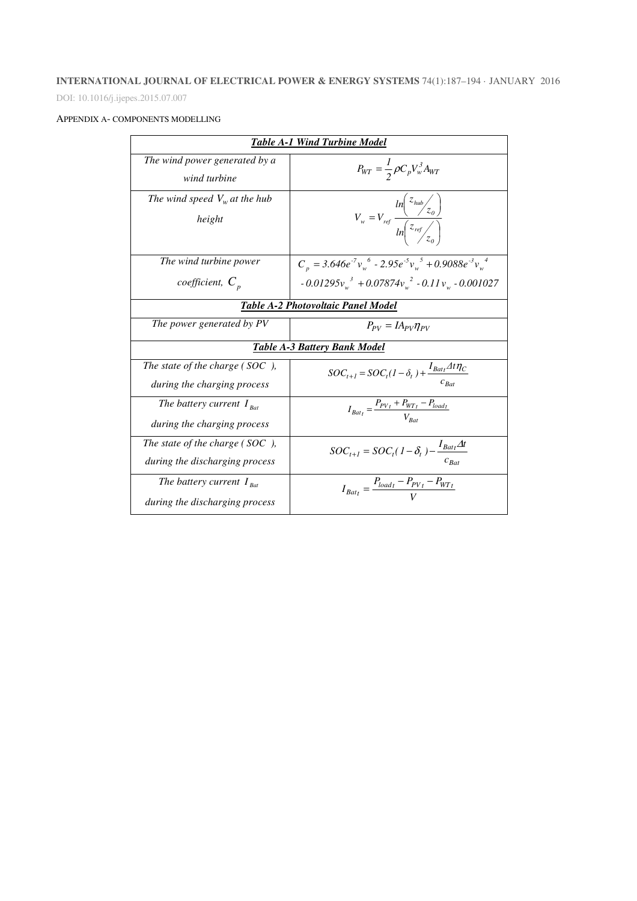APPENDIX A- COMPONENTS MODELLING

| | |
|---|---|
| ***Table A-1 Wind Turbine Model*** | |
| *The wind power generated by a wind turbine* | $P_{WT} = \frac{1}{2}\rho C_p V_w^3 A_{WT}$ |
| *The wind speed $V_w$ at the hub height* | $V_w = V_{ref} \frac{ln\left( z_{hub} / z_0 \right)}{ln\left( z_{ref} / z_0 \right)}$ |
| *The wind turbine power coefficient, $C_p$* | $C_p = 3.646e^{-7} v_w^{\ 6} - 2.95e^{-5} v_w^{\ 5} + 0.9088e^{-3} v_w^{\ 4} - 0.01295 v_w^{\ 3} + 0.07874 v_w^{\ 2} - 0.11 v_w - 0.001027$ |
| ***Table A-2 Photovoltaic Panel Model*** | |
| *The power generated by PV* | $P_{PV} = I A_{PV} \eta_{PV}$ |
| ***Table A-3 Battery Bank Model*** | |
| *The state of the charge ( SOC ), during the charging process* | $SOC_{t+1} = SOC_t (1 - \delta_t) + \frac{I_{Bat_t} \Delta t \eta_C}{c_{Bat}}$ |
| *The battery current $I_{Bat}$ during the charging process* | $I_{Bat_t} = \frac{P_{PV_t} + P_{WT_t} - P_{load_t}}{V_{Bat}}$ |
| *The state of the charge ( SOC ), during the discharging process* | $SOC_{t+1} = SOC_t (1 - \delta_t) - \frac{I_{Bat_t} \Delta t}{c_{Bat}}$ |
| *The battery current $I_{Bat}$ during the discharging process* | $I_{Bat_t} = \frac{P_{load_t} - P_{PV_t} - P_{WT_t}}{V}$ |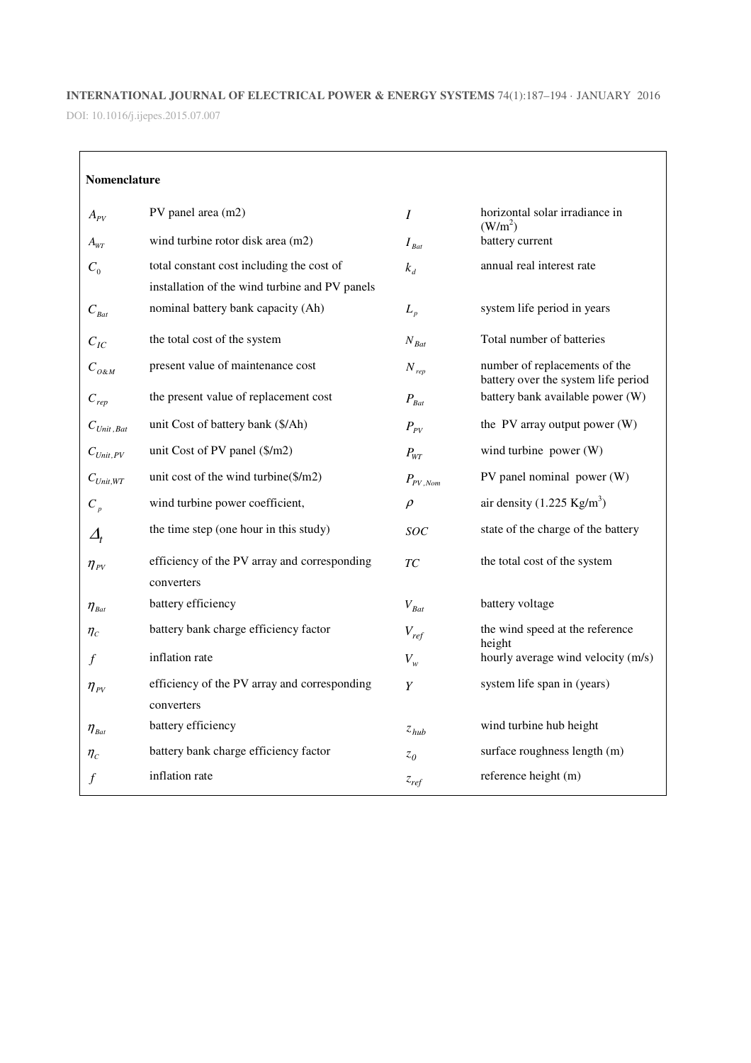**INTERNATIONAL JOURNAL OF ELECTRICAL POWER & ENERGY SYSTEMS** 74(1):187–194 · JANUARY 2016

DOI: 10.1016/j.ijepes.2015.07.007

**Nomenclature**

| | | | |
|---|---|---|---|
| $A_{PV}$ | PV panel area (m2) | $I$ | horizontal solar irradiance in ($W/m^2$) |
| $A_{WT}$ | wind turbine rotor disk area (m2) | $I_{Bat}$ | battery current |
| $C_0$ | total constant cost including the cost of installation of the wind turbine and PV panels | $k_d$ | annual real interest rate |
| $C_{Bat}$ | nominal battery bank capacity (Ah) | $L_p$ | system life period in years |
| $C_{IC}$ | the total cost of the system | $N_{Bat}$ | Total number of batteries |
| $C_{O\&M}$ | present value of maintenance cost | $N_{rep}$ | number of replacements of the battery over the system life period |
| $C_{rep}$ | the present value of replacement cost | $P_{Bat}$ | battery bank available power (W) |
| $C_{Unit,Bat}$ | unit Cost of battery bank ($/Ah) | $P_{PV}$ | the PV array output power (W) |
| $C_{Unit,PV}$ | unit Cost of PV panel ($/m2) | $P_{WT}$ | wind turbine power (W) |
| $C_{Unit,WT}$ | unit cost of the wind turbine($/m2) | $P_{PV,Nom}$ | PV panel nominal power (W) |
| $C_p$ | wind turbine power coefficient, | $\rho$ | air density (1.225 $Kg/m^3$) |
| $\Delta_t$ | the time step (one hour in this study) | $SOC$ | state of the charge of the battery |
| $\eta_{PV}$ | efficiency of the PV array and corresponding converters | $TC$ | the total cost of the system |
| $\eta_{Bat}$ | battery efficiency | $V_{Bat}$ | battery voltage |
| $\eta_C$ | battery bank charge efficiency factor | $V_{ref}$ | the wind speed at the reference height |
| $f$ | inflation rate | $V_w$ | hourly average wind velocity (m/s) |
| $\eta_{PV}$ | efficiency of the PV array and corresponding converters | $Y$ | system life span in (years) |
| $\eta_{Bat}$ | battery efficiency | $z_{hub}$ | wind turbine hub height |
| $\eta_C$ | battery bank charge efficiency factor | $z_0$ | surface roughness length (m) |
| $f$ | inflation rate | $z_{ref}$ | reference height (m) |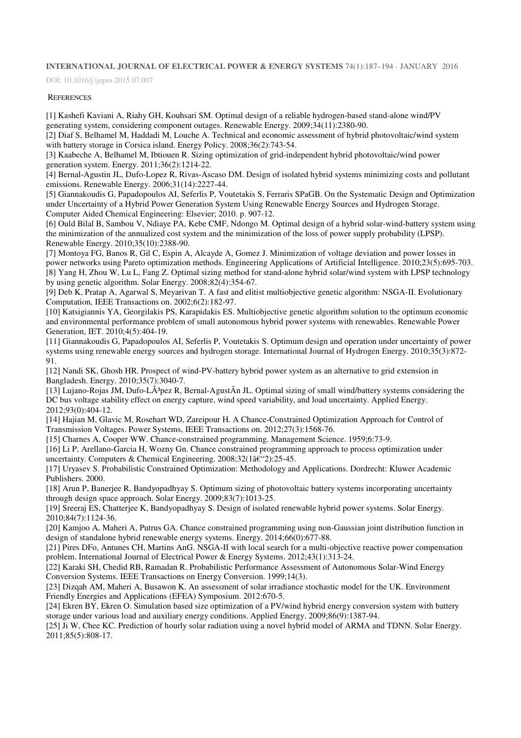**INTERNATIONAL JOURNAL OF ELECTRICAL POWER & ENERGY SYSTEMS** 74(1):187–194 · JANUARY 2016

DOI: 10.1016/j.ijepes.2015.07.007

REFERENCES

[1] Kashefi Kaviani A, Riahy GH, Kouhsari SM. Optimal design of a reliable hydrogen-based stand-alone wind/PV generating system, considering component outages. Renewable Energy. 2009;34(11):2380-90.

[2] Diaf S, Belhamel M, Haddadi M, Louche A. Technical and economic assessment of hybrid photovoltaic/wind system with battery storage in Corsica island. Energy Policy. 2008;36(2):743-54.

[3] Kaabeche A, Belhamel M, Ibtiouen R. Sizing optimization of grid-independent hybrid photovoltaic/wind power generation system. Energy. 2011;36(2):1214-22.

[4] Bernal-Agustin JL, Dufo-Lopez R, Rivas-Ascaso DM. Design of isolated hybrid systems minimizing costs and pollutant emissions. Renewable Energy. 2006;31(14):2227-44.

[5] Giannakoudis G, Papadopoulos AI, Seferlis P, Voutetakis S, Ferraris SPaGB. On the Systematic Design and Optimization under Uncertainty of a Hybrid Power Generation System Using Renewable Energy Sources and Hydrogen Storage. Computer Aided Chemical Engineering: Elsevier; 2010. p. 907-12.

[6] Ould Bilal B, Sambou V, Ndiaye PA, Kebe CMF, Ndongo M. Optimal design of a hybrid solar-wind-battery system using the minimization of the annualized cost system and the minimization of the loss of power supply probability (LPSP). Renewable Energy. 2010;35(10):2388-90.

[7] Montoya FG, Banos R, Gil C, Espin A, Alcayde A, Gomez J. Minimization of voltage deviation and power losses in power networks using Pareto optimization methods. Engineering Applications of Artificial Intelligence. 2010;23(5):695-703.

[8] Yang H, Zhou W, Lu L, Fang Z. Optimal sizing method for stand-alone hybrid solar/wind system with LPSP technology by using genetic algorithm. Solar Energy. 2008;82(4):354-67.

[9] Deb K, Pratap A, Agarwal S, Meyarivan T. A fast and elitist multiobjective genetic algorithm: NSGA-II. Evolutionary Computation, IEEE Transactions on. 2002;6(2):182-97.

[10] Katsigiannis YA, Georgilakis PS, Karapidakis ES. Multiobjective genetic algorithm solution to the optimum economic and environmental performance problem of small autonomous hybrid power systems with renewables. Renewable Power Generation, IET. 2010;4(5):404-19.

[11] Giannakoudis G, Papadopoulos AI, Seferlis P, Voutetakis S. Optimum design and operation under uncertainty of power systems using renewable energy sources and hydrogen storage. International Journal of Hydrogen Energy. 2010;35(3):872-91.

[12] Nandi SK, Ghosh HR. Prospect of wind-PV-battery hybrid power system as an alternative to grid extension in Bangladesh. Energy. 2010;35(7):3040-7.

[13] Lujano-Rojas JM, Dufo-LÃ³pez R, Bernal-AgustÃn JL. Optimal sizing of small wind/battery systems considering the DC bus voltage stability effect on energy capture, wind speed variability, and load uncertainty. Applied Energy. 2012;93(0):404-12.

[14] Hajian M, Glavic M, Rosehart WD, Zareipour H. A Chance-Constrained Optimization Approach for Control of Transmission Voltages. Power Systems, IEEE Transactions on. 2012;27(3):1568-76.

[15] Charnes A, Cooper WW. Chance-constrained programming. Management Science. 1959;6:73-9.

[16] Li P, Arellano-Garcia H, Wozny Gn. Chance constrained programming approach to process optimization under uncertainty. Computers & Chemical Engineering. 2008;32(1â€"2):25-45.

[17] Uryasev S. Probabilistic Constrained Optimization: Methodology and Applications. Dordrecht: Kluwer Academic Publishers. 2000.

[18] Arun P, Banerjee R, Bandyopadhyay S. Optimum sizing of photovoltaic battery systems incorporating uncertainty through design space approach. Solar Energy. 2009;83(7):1013-25.

[19] Sreeraj ES, Chatterjee K, Bandyopadhyay S. Design of isolated renewable hybrid power systems. Solar Energy. 2010;84(7):1124-36.

[20] Kamjoo A, Maheri A, Putrus GA. Chance constrained programming using non-Gaussian joint distribution function in design of standalone hybrid renewable energy systems. Energy. 2014;66(0):677-88.

[21] Pires DFo, Antunes CH, Martins AnG. NSGA-II with local search for a multi-objective reactive power compensation problem. International Journal of Electrical Power & Energy Systems. 2012;43(1):313-24.

[22] Karaki SH, Chedid RB, Ramadan R. Probabilistic Performance Assessment of Autonomous Solar-Wind Energy Conversion Systems. IEEE Transactions on Energy Conversion. 1999;14(3).

[23] Dizqah AM, Maheri A, Busawon K. An assessment of solar irradiance stochastic model for the UK. Environment Friendly Energies and Applications (EFEA) Symposium. 2012:670-5.

[24] Ekren BY, Ekren O. Simulation based size optimization of a PV/wind hybrid energy conversion system with battery storage under various load and auxiliary energy conditions. Applied Energy. 2009;86(9):1387-94.

[25] Ji W, Chee KC. Prediction of hourly solar radiation using a novel hybrid model of ARMA and TDNN. Solar Energy. 2011;85(5):808-17.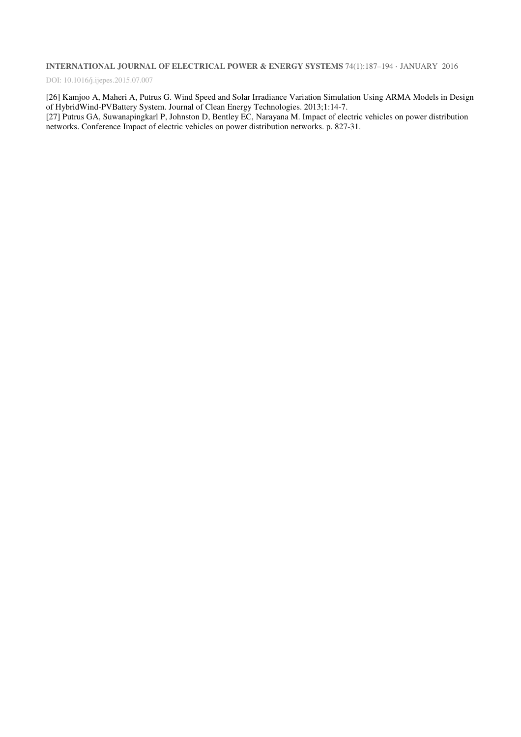[26] Kamjoo A, Maheri A, Putrus G. Wind Speed and Solar Irradiance Variation Simulation Using ARMA Models in Design of HybridWind-PVBattery System. Journal of Clean Energy Technologies. 2013;1:14-7.

[27] Putrus GA, Suwanapingkarl P, Johnston D, Bentley EC, Narayana M. Impact of electric vehicles on power distribution networks. Conference Impact of electric vehicles on power distribution networks. p. 827-31.